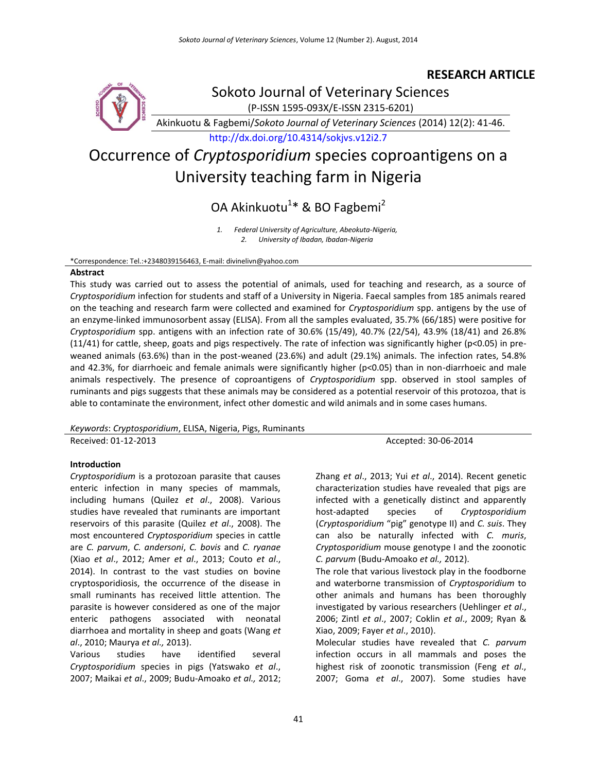RESEARCH ARTICLE

Sokoto Journal of Veterinary Sciences

(P-ISSN 1595-093X/E-ISSN 2315-6201)

Akinkuotu & Fagbemi/*Sokoto Journal of Veterinary Sciences* (2014) 12(2): 41-46.

http://dx.doi.org/10.4314/sokjvs.v12i2.7

# Occurrence of *Cryptosporidium* species coproantigens on a University teaching farm in Nigeria

OA Akinkuotu[1]* & BO Fagbemi[2]

1. *Federal University of Agriculture, Abeokuta-Nigeria,*
2. *University of Ibadan, Ibadan-Nigeria*

*Correspondence: Tel.:+2348039156463, E-mail: divinelivn@yahoo.com

## Abstract

This study was carried out to assess the potential of animals, used for teaching and research, as a source of *Cryptosporidium* infection for students and staff of a University in Nigeria. Faecal samples from 185 animals reared on the teaching and research farm were collected and examined for *Cryptosporidium* spp. antigens by the use of an enzyme-linked immunosorbent assay (ELISA). From all the samples evaluated, 35.7% (66/185) were positive for *Cryptosporidium* spp. antigens with an infection rate of 30.6% (15/49), 40.7% (22/54), 43.9% (18/41) and 26.8% (11/41) for cattle, sheep, goats and pigs respectively. The rate of infection was significantly higher ($p<0.05$) in pre-weaned animals (63.6%) than in the post-weaned (23.6%) and adult (29.1%) animals. The infection rates, 54.8% and 42.3%, for diarrhoeic and female animals were significantly higher ($p<0.05$) than in non-diarrhoeic and male animals respectively. The presence of coproantigens of *Cryptosporidium* spp. observed in stool samples of ruminants and pigs suggests that these animals may be considered as a potential reservoir of this protozoa, that is able to contaminate the environment, infect other domestic and wild animals and in some cases humans.

*Keywords*: *Cryptosporidium*, ELISA, Nigeria, Pigs, Ruminants

Received: 01-12-2013 Accepted: 30-06-2014

## Introduction

*Cryptosporidium* is a protozoan parasite that causes enteric infection in many species of mammals, including humans (Quilez *et al*., 2008). Various studies have revealed that ruminants are important reservoirs of this parasite (Quilez *et al*., 2008). The most encountered *Cryptosporidium* species in cattle are *C. parvum*, *C. andersoni*, *C. bovis* and *C. ryanae* (Xiao *et al*., 2012; Amer *et al*., 2013; Couto *et al*., 2014). In contrast to the vast studies on bovine cryptosporidiosis, the occurrence of the disease in small ruminants has received little attention. The parasite is however considered as one of the major enteric pathogens associated with neonatal diarrhoea and mortality in sheep and goats (Wang *et al*., 2010; Maurya *et al.,* 2013).

Various studies have identified several *Cryptosporidium* species in pigs (Yatswako *et al*., 2007; Maikai *et al*., 2009; Budu-Amoako *et al.,* 2012; Zhang *et al*., 2013; Yui *et al*., 2014). Recent genetic characterization studies have revealed that pigs are infected with a genetically distinct and apparently host-adapted species of *Cryptosporidium* (*Cryptosporidium* "pig" genotype II) and *C. suis*. They can also be naturally infected with *C. muris*, *Cryptosporidium* mouse genotype I and the zoonotic *C. parvum* (Budu-Amoako *et al.,* 2012).

The role that various livestock play in the foodborne and waterborne transmission of *Cryptosporidium* to other animals and humans has been thoroughly investigated by various researchers (Uehlinger *et al*., 2006; Zintl *et al*., 2007; Coklin *et al*., 2009; Ryan & Xiao, 2009; Fayer *et al*., 2010).

Molecular studies have revealed that *C. parvum* infection occurs in all mammals and poses the highest risk of zoonotic transmission (Feng *et al*., 2007; Goma *et al*., 2007). Some studies have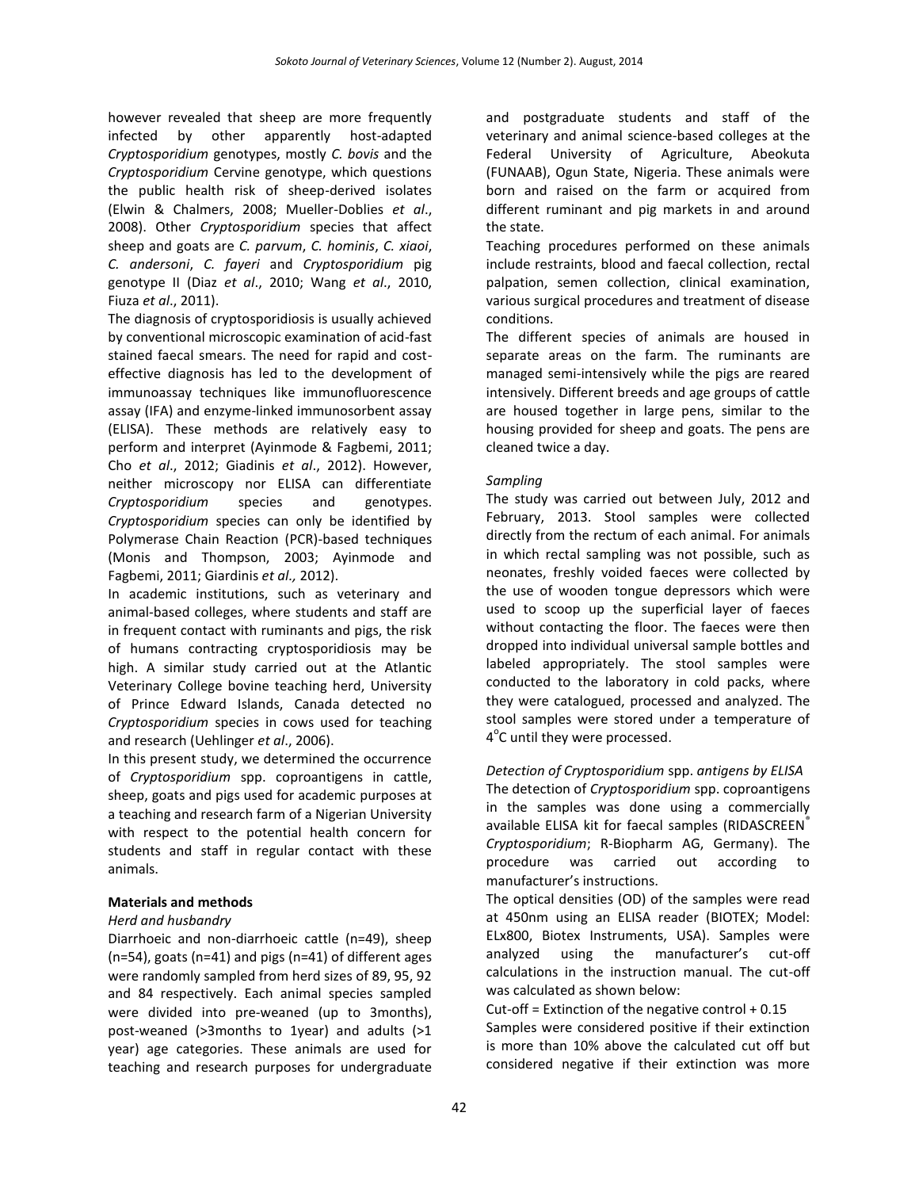however revealed that sheep are more frequently infected by other apparently host-adapted *Cryptosporidium* genotypes, mostly *C. bovis* and the *Cryptosporidium* Cervine genotype, which questions the public health risk of sheep-derived isolates (Elwin & Chalmers, 2008; Mueller-Doblies *et al*., 2008). Other *Cryptosporidium* species that affect sheep and goats are *C. parvum*, *C. hominis*, *C. xiaoi*, *C. andersoni*, *C. fayeri* and *Cryptosporidium* pig genotype II (Diaz *et al*., 2010; Wang *et al*., 2010, Fiuza *et al*., 2011).

The diagnosis of cryptosporidiosis is usually achieved by conventional microscopic examination of acid-fast stained faecal smears. The need for rapid and cost-effective diagnosis has led to the development of immunoassay techniques like immunofluorescence assay (IFA) and enzyme-linked immunosorbent assay (ELISA). These methods are relatively easy to perform and interpret (Ayinmode & Fagbemi, 2011; Cho *et al*., 2012; Giadinis *et al*., 2012). However, neither microscopy nor ELISA can differentiate *Cryptosporidium* species and genotypes. *Cryptosporidium* species can only be identified by Polymerase Chain Reaction (PCR)-based techniques (Monis and Thompson, 2003; Ayinmode and Fagbemi, 2011; Giardinis *et al.,* 2012).

In academic institutions, such as veterinary and animal-based colleges, where students and staff are in frequent contact with ruminants and pigs, the risk of humans contracting cryptosporidiosis may be high. A similar study carried out at the Atlantic Veterinary College bovine teaching herd, University of Prince Edward Islands, Canada detected no *Cryptosporidium* species in cows used for teaching and research (Uehlinger *et al*., 2006).

In this present study, we determined the occurrence of *Cryptosporidium* spp. coproantigens in cattle, sheep, goats and pigs used for academic purposes at a teaching and research farm of a Nigerian University with respect to the potential health concern for students and staff in regular contact with these animals.

## Materials and methods

### *Herd and husbandry*

Diarrhoeic and non-diarrhoeic cattle (n=49), sheep (n=54), goats (n=41) and pigs (n=41) of different ages were randomly sampled from herd sizes of 89, 95, 92 and 84 respectively. Each animal species sampled were divided into pre-weaned (up to 3months), post-weaned (>3months to 1year) and adults (>1 year) age categories. These animals are used for teaching and research purposes for undergraduate and postgraduate students and staff of the veterinary and animal science-based colleges at the Federal University of Agriculture, Abeokuta (FUNAAB), Ogun State, Nigeria. These animals were born and raised on the farm or acquired from different ruminant and pig markets in and around the state.

Teaching procedures performed on these animals include restraints, blood and faecal collection, rectal palpation, semen collection, clinical examination, various surgical procedures and treatment of disease conditions.

The different species of animals are housed in separate areas on the farm. The ruminants are managed semi-intensively while the pigs are reared intensively. Different breeds and age groups of cattle are housed together in large pens, similar to the housing provided for sheep and goats. The pens are cleaned twice a day.

### *Sampling*

The study was carried out between July, 2012 and February, 2013. Stool samples were collected directly from the rectum of each animal. For animals in which rectal sampling was not possible, such as neonates, freshly voided faeces were collected by the use of wooden tongue depressors which were used to scoop up the superficial layer of faeces without contacting the floor. The faeces were then dropped into individual universal sample bottles and labeled appropriately. The stool samples were conducted to the laboratory in cold packs, where they were catalogued, processed and analyzed. The stool samples were stored under a temperature of $4^{o}$C until they were processed.

### *Detection of Cryptosporidium spp. antigens by ELISA*

The detection of *Cryptosporidium* spp. coproantigens in the samples was done using a commercially available ELISA kit for faecal samples (RIDASCREEN® *Cryptosporidium*; R-Biopharm AG, Germany). The procedure was carried out according to manufacturer's instructions.

The optical densities (OD) of the samples were read at 450nm using an ELISA reader (BIOTEX; Model: ELx800, Biotex Instruments, USA). Samples were analyzed using the manufacturer's cut-off calculations in the instruction manual. The cut-off was calculated as shown below:

Cut-off = Extinction of the negative control + 0.15

Samples were considered positive if their extinction is more than 10% above the calculated cut off but considered negative if their extinction was more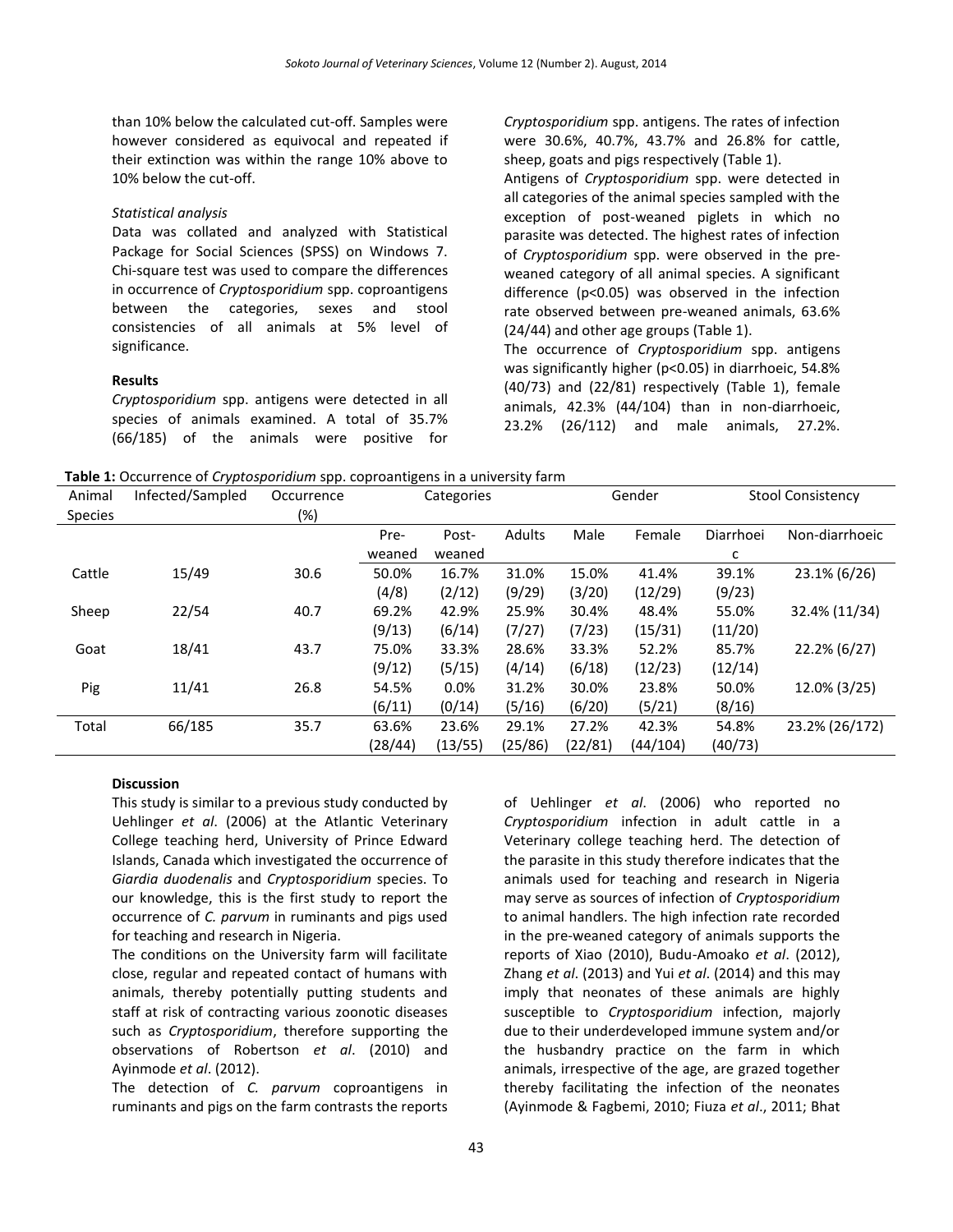than 10% below the calculated cut-off. Samples were however considered as equivocal and repeated if their extinction was within the range 10% above to 10% below the cut-off.

*Statistical analysis*

Data was collated and analyzed with Statistical Package for Social Sciences (SPSS) on Windows 7. Chi-square test was used to compare the differences in occurrence of *Cryptosporidium* spp. coproantigens between the categories, sexes and stool consistencies of all animals at 5% level of significance.

**Results**

*Cryptosporidium* spp. antigens were detected in all species of animals examined. A total of 35.7% (66/185) of the animals were positive for *Cryptosporidium* spp. antigens. The rates of infection were 30.6%, 40.7%, 43.7% and 26.8% for cattle, sheep, goats and pigs respectively (Table 1).

Antigens of *Cryptosporidium* spp. were detected in all categories of the animal species sampled with the exception of post-weaned piglets in which no parasite was detected. The highest rates of infection of *Cryptosporidium* spp. were observed in the pre-weaned category of all animal species. A significant difference (p<0.05) was observed in the infection rate observed between pre-weaned animals, 63.6% (24/44) and other age groups (Table 1).

The occurrence of *Cryptosporidium* spp. antigens was significantly higher (p<0.05) in diarrhoeic, 54.8% (40/73) and (22/81) respectively (Table 1), female animals, 42.3% (44/104) than in non-diarrhoeic, 23.2% (26/112) and male animals, 27.2%.

**Table 1:** Occurrence of *Cryptosporidium* spp. coproantigens in a university farm

| Animal Species | Infected/Sampled | Occurrence (%) | Categories | | | Gender | | Stool Consistency | |
|---|---|---|---|---|---|---|---|---|---|
| | | | Pre-weaned | Post-weaned | Adults | Male | Female | Diarrhoeic | Non-diarrhoeic |
| Cattle | 15/49 | 30.6 | 50.0% (4/8) | 16.7% (2/12) | 31.0% (9/29) | 15.0% (3/20) | 41.4% (12/29) | 39.1% (9/23) | 23.1% (6/26) |
| Sheep | 22/54 | 40.7 | 69.2% (9/13) | 42.9% (6/14) | 25.9% (7/27) | 30.4% (7/23) | 48.4% (15/31) | 55.0% (11/20) | 32.4% (11/34) |
| Goat | 18/41 | 43.7 | 75.0% (9/12) | 33.3% (5/15) | 28.6% (4/14) | 33.3% (6/18) | 52.2% (12/23) | 85.7% (12/14) | 22.2% (6/27) |
| Pig | 11/41 | 26.8 | 54.5% (6/11) | 0.0% (0/14) | 31.2% (5/16) | 30.0% (6/20) | 23.8% (5/21) | 50.0% (8/16) | 12.0% (3/25) |
| Total | 66/185 | 35.7 | 63.6% (28/44) | 23.6% (13/55) | 29.1% (25/86) | 27.2% (22/81) | 42.3% (44/104) | 54.8% (40/73) | 23.2% (26/172) |

**Discussion**

This study is similar to a previous study conducted by Uehlinger *et al*. (2006) at the Atlantic Veterinary College teaching herd, University of Prince Edward Islands, Canada which investigated the occurrence of *Giardia duodenalis* and *Cryptosporidium* species. To our knowledge, this is the first study to report the occurrence of *C. parvum* in ruminants and pigs used for teaching and research in Nigeria.

The conditions on the University farm will facilitate close, regular and repeated contact of humans with animals, thereby potentially putting students and staff at risk of contracting various zoonotic diseases such as *Cryptosporidium*, therefore supporting the observations of Robertson *et al*. (2010) and Ayinmode *et al*. (2012).

The detection of *C. parvum* coproantigens in ruminants and pigs on the farm contrasts the reports of Uehlinger *et al*. (2006) who reported no *Cryptosporidium* infection in adult cattle in a Veterinary college teaching herd. The detection of the parasite in this study therefore indicates that the animals used for teaching and research in Nigeria may serve as sources of infection of *Cryptosporidium* to animal handlers. The high infection rate recorded in the pre-weaned category of animals supports the reports of Xiao (2010), Budu-Amoako *et al*. (2012), Zhang *et al*. (2013) and Yui *et al*. (2014) and this may imply that neonates of these animals are highly susceptible to *Cryptosporidium* infection, majorly due to their underdeveloped immune system and/or the husbandry practice on the farm in which animals, irrespective of the age, are grazed together thereby facilitating the infection of the neonates (Ayinmode & Fagbemi, 2010; Fiuza *et al*., 2011; Bhat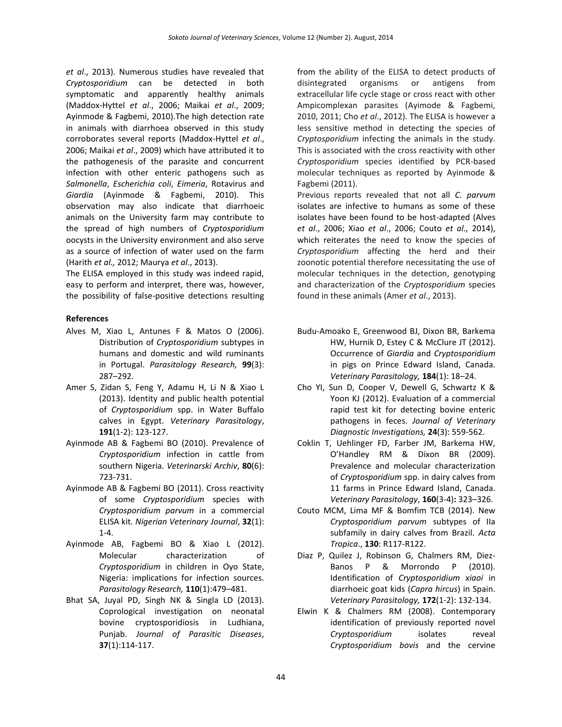*et al*., 2013). Numerous studies have revealed that *Cryptosporidium* can be detected in both symptomatic and apparently healthy animals (Maddox-Hyttel *et al*., 2006; Maikai *et al*., 2009; Ayinmode & Fagbemi, 2010).The high detection rate in animals with diarrhoea observed in this study corroborates several reports (Maddox-Hyttel *et al*., 2006; Maikai *et al*., 2009) which have attributed it to the pathogenesis of the parasite and concurrent infection with other enteric pathogens such as *Salmonella*, *Escherichia coli*, *Eimeria*, Rotavirus and *Giardia* (Ayinmode & Fagbemi, 2010). This observation may also indicate that diarrhoeic animals on the University farm may contribute to the spread of high numbers of *Cryptosporidium* oocysts in the University environment and also serve as a source of infection of water used on the farm (Harith *et al.,* 2012; Maurya *et al*., 2013).

The ELISA employed in this study was indeed rapid, easy to perform and interpret, there was, however, the possibility of false-positive detections resulting from the ability of the ELISA to detect products of disintegrated organisms or antigens from extracellular life cycle stage or cross react with other Ampicomplexan parasites (Ayimode & Fagbemi, 2010, 2011; Cho *et al*., 2012). The ELISA is however a less sensitive method in detecting the species of *Cryptosporidium* infecting the animals in the study. This is associated with the cross reactivity with other *Cryptosporidium* species identified by PCR-based molecular techniques as reported by Ayinmode & Fagbemi (2011).

Previous reports revealed that not all *C. parvum* isolates are infective to humans as some of these isolates have been found to be host-adapted (Alves *et al*., 2006; Xiao *et al*., 2006; Couto *et al.,* 2014), which reiterates the need to know the species of *Cryptosporidium* affecting the herd and their zoonotic potential therefore necessitating the use of molecular techniques in the detection, genotyping and characterization of the *Cryptosporidium* species found in these animals (Amer *et al*., 2013).

**References**

Alves M, Xiao L, Antunes F & Matos O (2006). Distribution of *Cryptosporidium* subtypes in humans and domestic and wild ruminants in Portugal. *Parasitology Research,* **99**(3): 287–292.

Amer S, Zidan S, Feng Y, Adamu H, Li N & Xiao L (2013). Identity and public health potential of *Cryptosporidium* spp. in Water Buffalo calves in Egypt. *Veterinary Parasitology*, **191**(1-2): 123-127.

Ayinmode AB & Fagbemi BO (2010). Prevalence of *Cryptosporidium* infection in cattle from southern Nigeria. *Veterinarski Archiv*, **80**(6): 723-731.

Ayinmode AB & Fagbemi BO (2011). Cross reactivity of some *Cryptosporidium* species with *Cryptosporidium parvum* in a commercial ELISA kit. *Nigerian Veterinary Journal*, **32**(1): 1-4.

Ayinmode AB, Fagbemi BO & Xiao L (2012). Molecular characterization of *Cryptosporidium* in children in Oyo State, Nigeria: implications for infection sources. *Parasitology Research,* **110**(1):479–481.

Bhat SA, Juyal PD, Singh NK & Singla LD (2013). Coprological investigation on neonatal bovine cryptosporidiosis in Ludhiana, Punjab. *Journal of Parasitic Diseases*, **37**(1):114-117.

Budu-Amoako E, Greenwood BJ, Dixon BR, Barkema HW, Hurnik D, Estey C & McClure JT (2012). Occurrence of *Giardia* and *Cryptosporidium* in pigs on Prince Edward Island, Canada. *Veterinary Parasitology,* **184**(1): 18–24.

Cho YI, Sun D, Cooper V, Dewell G, Schwartz K & Yoon KJ (2012). Evaluation of a commercial rapid test kit for detecting bovine enteric pathogens in feces. *Journal of Veterinary Diagnostic Investigations,* **24**(3): 559-562.

Coklin T, Uehlinger FD, Farber JM, Barkema HW, O'Handley RM & Dixon BR (2009). Prevalence and molecular characterization of *Cryptosporidium* spp. in dairy calves from 11 farms in Prince Edward Island, Canada. *Veterinary Parasitology*, **160**(3-4)**:** 323–326.

Couto MCM, Lima MF & Bomfim TCB (2014). New *Cryptosporidium parvum* subtypes of IIa subfamily in dairy calves from Brazil. *Acta Tropica*., **130**: R117-R122.

Diaz P, Quilez J, Robinson G, Chalmers RM, Diez-Banos P & Morrondo P (2010). Identification of *Cryptosporidium xiaoi* in diarrhoeic goat kids (*Capra hircus*) in Spain. *Veterinary Parasitology,* **172**(1-2): 132-134.

Elwin K & Chalmers RM (2008). Contemporary identification of previously reported novel *Cryptosporidium* isolates reveal *Cryptosporidium bovis* and the cervine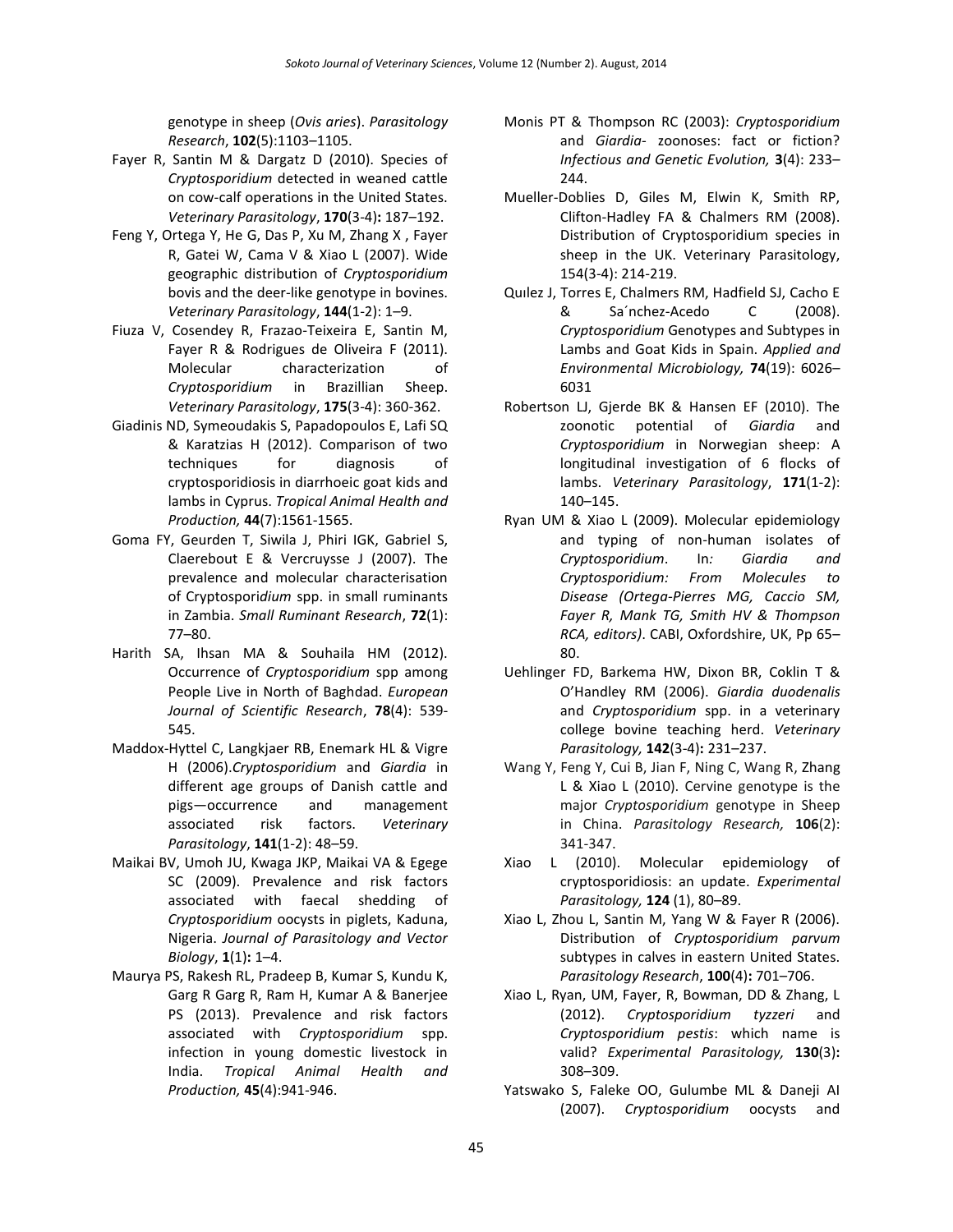genotype in sheep (*Ovis aries*). *Parasitology Research*, **102**(5):1103–1105.

Fayer R, Santin M & Dargatz D (2010). Species of *Cryptosporidium* detected in weaned cattle on cow-calf operations in the United States. *Veterinary Parasitology*, **170**(3-4)**:** 187–192.

Feng Y, Ortega Y, He G, Das P, Xu M, Zhang X , Fayer R, Gatei W, Cama V & Xiao L (2007). Wide geographic distribution of *Cryptosporidium* bovis and the deer-like genotype in bovines. *Veterinary Parasitology*, **144**(1-2): 1–9.

Fiuza V, Cosendey R, Frazao-Teixeira E, Santin M, Fayer R & Rodrigues de Oliveira F (2011). Molecular characterization of *Cryptosporidium* in Brazillian Sheep. *Veterinary Parasitology*, **175**(3-4): 360-362.

Giadinis ND, Symeoudakis S, Papadopoulos E, Lafi SQ & Karatzias H (2012). Comparison of two techniques for diagnosis of cryptosporidiosis in diarrhoeic goat kids and lambs in Cyprus. *Tropical Animal Health and Production,* **44**(7):1561-1565.

Goma FY, Geurden T, Siwila J, Phiri IGK, Gabriel S, Claerebout E & Vercruysse J (2007). The prevalence and molecular characterisation of Cryptospor*idium* spp. in small ruminants in Zambia. *Small Ruminant Research*, **72**(1): 77–80.

Harith SA, Ihsan MA & Souhaila HM (2012). Occurrence of *Cryptosporidium* spp among People Live in North of Baghdad. *European Journal of Scientific Research*, **78**(4): 539-545.

Maddox-Hyttel C, Langkjaer RB, Enemark HL & Vigre H (2006).*Cryptosporidium* and *Giardia* in different age groups of Danish cattle and pigs—occurrence and management associated risk factors. *Veterinary Parasitology*, **141**(1-2): 48–59.

Maikai BV, Umoh JU, Kwaga JKP, Maikai VA & Egege SC (2009). Prevalence and risk factors associated with faecal shedding of *Cryptosporidium* oocysts in piglets, Kaduna, Nigeria. *Journal of Parasitology and Vector Biology*, **1**(1)**:** 1–4.

Maurya PS, Rakesh RL, Pradeep B, Kumar S, Kundu K, Garg R Garg R, Ram H, Kumar A & Banerjee PS (2013). Prevalence and risk factors associated with *Cryptosporidium* spp. infection in young domestic livestock in India. *Tropical Animal Health and Production,* **45**(4):941-946.

Monis PT & Thompson RC (2003): *Cryptosporidium* and *Giardia*- zoonoses: fact or fiction? *Infectious and Genetic Evolution,* **3**(4): 233–244.

Mueller-Doblies D, Giles M, Elwin K, Smith RP, Clifton-Hadley FA & Chalmers RM (2008). Distribution of Cryptosporidium species in sheep in the UK. Veterinary Parasitology, 154(3-4): 214-219.

Quılez J, Torres E, Chalmers RM, Hadfield SJ, Cacho E & Sa´nchez-Acedo C (2008). *Cryptosporidium* Genotypes and Subtypes in Lambs and Goat Kids in Spain. *Applied and Environmental Microbiology,* **74**(19): 6026–6031

Robertson LJ, Gjerde BK & Hansen EF (2010). The zoonotic potential of *Giardia* and *Cryptosporidium* in Norwegian sheep: A longitudinal investigation of 6 flocks of lambs. *Veterinary Parasitology*, **171**(1-2): 140–145.

Ryan UM & Xiao L (2009). Molecular epidemiology and typing of non-human isolates of *Cryptosporidium*. In*: Giardia and Cryptosporidium: From Molecules to Disease (Ortega-Pierres MG, Caccio SM, Fayer R, Mank TG, Smith HV & Thompson RCA, editors)*. CABI, Oxfordshire, UK, Pp 65–80.

Uehlinger FD, Barkema HW, Dixon BR, Coklin T & O'Handley RM (2006). *Giardia duodenalis* and *Cryptosporidium* spp. in a veterinary college bovine teaching herd. *Veterinary Parasitology,* **142**(3-4)**:** 231–237.

Wang Y, Feng Y, Cui B, Jian F, Ning C, Wang R, Zhang L & Xiao L (2010). Cervine genotype is the major *Cryptosporidium* genotype in Sheep in China. *Parasitology Research,* **106**(2): 341-347.

Xiao L (2010). Molecular epidemiology of cryptosporidiosis: an update. *Experimental Parasitology,* **124** (1), 80–89.

Xiao L, Zhou L, Santin M, Yang W & Fayer R (2006). Distribution of *Cryptosporidium parvum* subtypes in calves in eastern United States. *Parasitology Research*, **100**(4)**:** 701–706.

Xiao L, Ryan, UM, Fayer, R, Bowman, DD & Zhang, L (2012). *Cryptosporidium tyzzeri* and *Cryptosporidium pestis*: which name is valid? *Experimental Parasitology,* **130**(3)**:** 308–309.

Yatswako S, Faleke OO, Gulumbe ML & Daneji AI (2007). *Cryptosporidium* oocysts and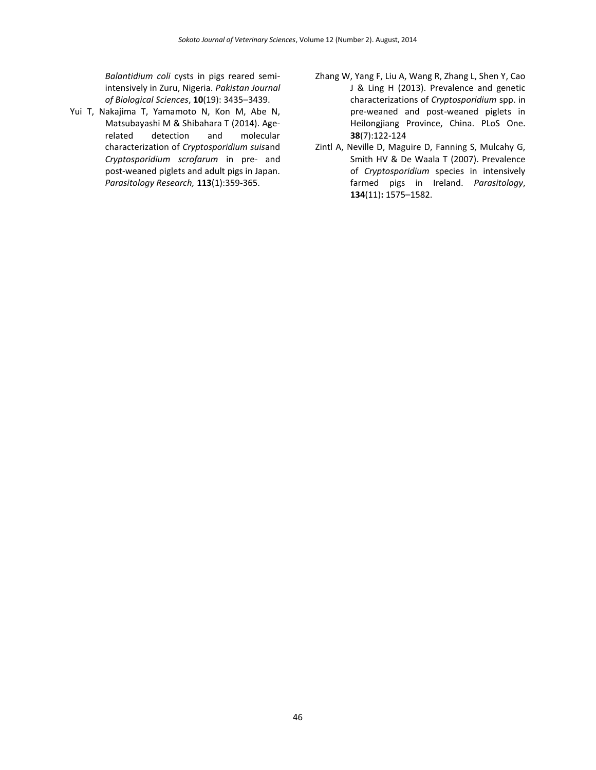*Balantidium coli* cysts in pigs reared semi-intensively in Zuru, Nigeria. *Pakistan Journal of Biological Sciences*, **10**(19): 3435–3439.

Yui T, Nakajima T, Yamamoto N, Kon M, Abe N, Matsubayashi M & Shibahara T (2014). Age-related detection and molecular characterization of *Cryptosporidium suis*and *Cryptosporidium scrofarum* in pre- and post-weaned piglets and adult pigs in Japan. *Parasitology Research,* **113**(1):359-365.

Zhang W, Yang F, Liu A, Wang R, Zhang L, Shen Y, Cao J & Ling H (2013). Prevalence and genetic characterizations of *Cryptosporidium* spp. in pre-weaned and post-weaned piglets in Heilongjiang Province, China. PLoS One. **38**(7):122-124

Zintl A, Neville D, Maguire D, Fanning S, Mulcahy G, Smith HV & De Waala T (2007). Prevalence of *Cryptosporidium* species in intensively farmed pigs in Ireland. *Parasitology*, **134**(11)**:** 1575–1582.